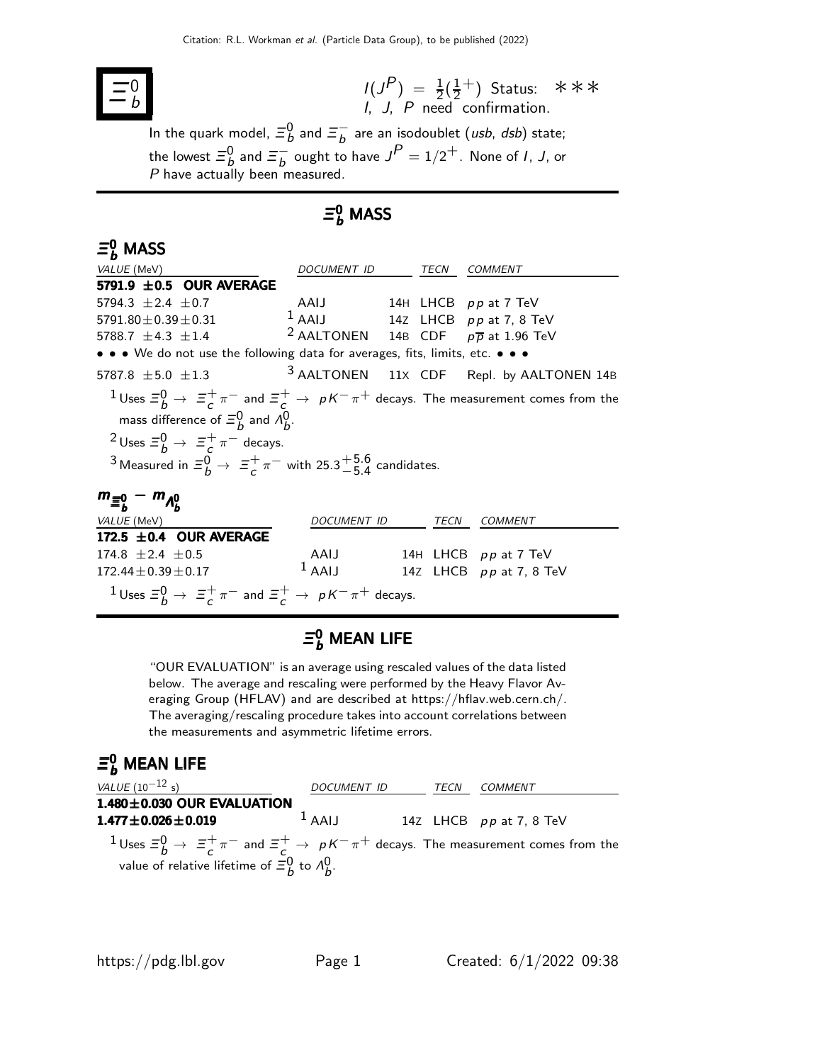# $\Xi_b^0$

$I(J^P) = \frac{1}{2}(\frac{1}{2}^+)$ Status: ∗∗∗
$I$, $J$, $P$ need confirmation.

In the quark model, $\Xi_b^0$ and $\Xi_b^-$ are an isodoublet (*usb*, *dsb*) state; the lowest $\Xi_b^0$ and $\Xi_b^-$ ought to have $J^P = 1/2^+$. None of $I$, $J$, or $P$ have actually been measured.

## $\Xi_b^0$ MASS

### $\Xi_b^0$ MASS

| VALUE (MeV) | DOCUMENT ID | | TECN | COMMENT |
|---|---|---|---|---|
| **5791.9 ±0.5 OUR AVERAGE** | | | | |
| 5794.3 ±2.4 ±0.7 | AAIJ | 14H | LHCB | $pp$ at 7 TeV |
| 5791.80±0.39±0.31 | [1] AAIJ | 14Z | LHCB | $pp$ at 7, 8 TeV |
| 5788.7 ±4.3 ±1.4 | [2] AALTONEN | 14B | CDF | $p\overline{p}$ at 1.96 TeV |
| • • • We do not use the following data for averages, fits, limits, etc. • • • | | | | |
| 5787.8 ±5.0 ±1.3 | [3] AALTONEN | 11X | CDF | Repl. by AALTONEN 14B |

[1] Uses $\Xi_b^0 \to \Xi_c^+ \pi^-$ and $\Xi_c^+ \to pK^-\pi^+$ decays. The measurement comes from the mass difference of $\Xi_b^0$ and $\Lambda_b^0$.

[2] Uses $\Xi_b^0 \to \Xi_c^+ \pi^-$ decays.

[3] Measured in $\Xi_b^0 \to \Xi_c^+ \pi^-$ with $25.3^{+5.6}_{-5.4}$ candidates.

### $m_{\Xi_b^0} - m_{\Lambda_b^0}$

| VALUE (MeV) | DOCUMENT ID | | TECN | COMMENT |
|---|---|---|---|---|
| **172.5 ±0.4 OUR AVERAGE** | | | | |
| 174.8 ±2.4 ±0.5 | AAIJ | 14H | LHCB | $pp$ at 7 TeV |
| 172.44±0.39±0.17 | [1] AAIJ | 14Z | LHCB | $pp$ at 7, 8 TeV |

[1] Uses $\Xi_b^0 \to \Xi_c^+ \pi^-$ and $\Xi_c^+ \to pK^-\pi^+$ decays.

## $\Xi_b^0$ MEAN LIFE

"OUR EVALUATION" is an average using rescaled values of the data listed below. The average and rescaling were performed by the Heavy Flavor Averaging Group (HFLAV) and are described at https://hflav.web.cern.ch/. The averaging/rescaling procedure takes into account correlations between the measurements and asymmetric lifetime errors.

### $\Xi_b^0$ MEAN LIFE

| VALUE ($10^{-12}$ s) | DOCUMENT ID | | TECN | COMMENT |
|---|---|---|---|---|
| **1.480±0.030 OUR EVALUATION** | | | | |
| **1.477±0.026±0.019** | [1] AAIJ | 14Z | LHCB | $pp$ at 7, 8 TeV |

[1] Uses $\Xi_b^0 \to \Xi_c^+ \pi^-$ and $\Xi_c^+ \to pK^-\pi^+$ decays. The measurement comes from the value of relative lifetime of $\Xi_b^0$ to $\Lambda_b^0$.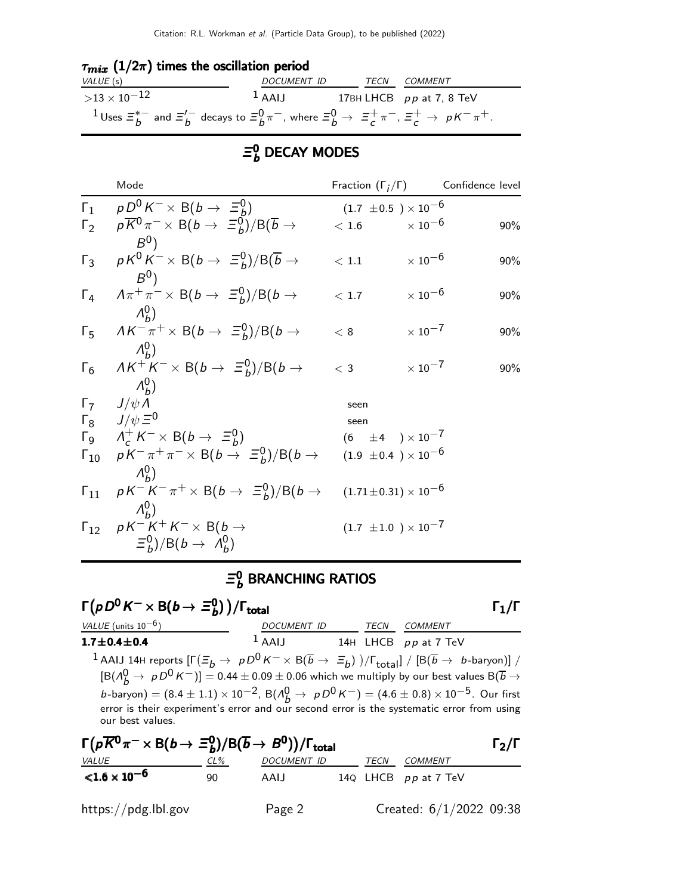### $\tau_{mix}$ $(1/2\pi)$ times the oscillation period

| VALUE (s) | DOCUMENT ID | TECN | COMMENT |
|---|---|---|---|
| $>13 \times 10^{-12}$ | [1] AAIJ 17BH | LHCB | $pp$ at 7, 8 TeV |

[1] Uses $\Xi_b^{*-}$ and $\Xi_b'^{-}$ decays to $\Xi_b^0 \pi^-$, where $\Xi_b^0 \rightarrow \Xi_c^+ \pi^-$, $\Xi_c^+ \rightarrow pK^-\pi^+$.

## $\Xi_b^0$ DECAY MODES

| | Mode | Fraction $(\Gamma_i/\Gamma)$ | Confidence level |
|---|---|---|---|
| $\Gamma_1$ | $pD^0K^- \times$ B($b \rightarrow \Xi_b^0$) | $(1.7 \pm 0.5) \times 10^{-6}$ | |
| $\Gamma_2$ | $p\overline{K}^0\pi^- \times$ B($b \rightarrow \Xi_b^0$)/B($\overline{b} \rightarrow B^0$) | $< 1.6 \times 10^{-6}$ | 90% |
| $\Gamma_3$ | $pK^0K^- \times$ B($b \rightarrow \Xi_b^0$)/B($\overline{b} \rightarrow B^0$) | $< 1.1 \times 10^{-6}$ | 90% |
| $\Gamma_4$ | $\Lambda\pi^+\pi^- \times$ B($b \rightarrow \Xi_b^0$)/B($b \rightarrow \Lambda_b^0$) | $< 1.7 \times 10^{-6}$ | 90% |
| $\Gamma_5$ | $\Lambda K^-\pi^+ \times$ B($b \rightarrow \Xi_b^0$)/B($b \rightarrow \Lambda_b^0$) | $< 8 \times 10^{-7}$ | 90% |
| $\Gamma_6$ | $\Lambda K^+K^- \times$ B($b \rightarrow \Xi_b^0$)/B($b \rightarrow \Lambda_b^0$) | $< 3 \times 10^{-7}$ | 90% |
| $\Gamma_7$ | $J/\psi\Lambda$ | seen | |
| $\Gamma_8$ | $J/\psi\Xi^0$ | seen | |
| $\Gamma_9$ | $\Lambda_c^+K^- \times$ B($b \rightarrow \Xi_b^0$) | $(6 \pm 4) \times 10^{-7}$ | |
| $\Gamma_{10}$ | $pK^-\pi^+\pi^- \times$ B($b \rightarrow \Xi_b^0$)/B($b \rightarrow \Lambda_b^0$) | $(1.9 \pm 0.4) \times 10^{-6}$ | |
| $\Gamma_{11}$ | $pK^-K^-\pi^+ \times$ B($b \rightarrow \Xi_b^0$)/B($b \rightarrow \Lambda_b^0$) | $(1.71 \pm 0.31) \times 10^{-6}$ | |
| $\Gamma_{12}$ | $pK^-K^+K^- \times$ B($b \rightarrow \Xi_b^0$)/B($b \rightarrow \Lambda_b^0$) | $(1.7 \pm 1.0) \times 10^{-7}$ | |

## $\Xi_b^0$ BRANCHING RATIOS

### $\Gamma(pD^0K^- \times \text{B}(b \rightarrow \Xi_b^0))/\Gamma_{\text{total}}$ $\qquad \Gamma_1/\Gamma$

| VALUE (units $10^{-6}$) | DOCUMENT ID | TECN | COMMENT |
|---|---|---|---|
| **1.7±0.4±0.4** | [1] AAIJ 14H | LHCB | $pp$ at 7 TeV |

[1] AAIJ 14H reports $[\Gamma(\Xi_b \rightarrow pD^0K^- \times \text{B}(\overline{b} \rightarrow \Xi_b))/\Gamma_{\text{total}}]$ / [B($\overline{b} \rightarrow$ $b$-baryon)] / [B($\Lambda_b^0 \rightarrow pD^0K^-$)] $= 0.44 \pm 0.09 \pm 0.06$ which we multiply by our best values B($\overline{b} \rightarrow$ $b$-baryon) $= (8.4 \pm 1.1) \times 10^{-2}$, B($\Lambda_b^0 \rightarrow pD^0K^-$) $= (4.6 \pm 0.8) \times 10^{-5}$. Our first error is their experiment's error and our second error is the systematic error from using our best values.

### $\Gamma(p\overline{K}^0\pi^- \times \text{B}(b \rightarrow \Xi_b^0)/\text{B}(\overline{b} \rightarrow B^0))/\Gamma_{\text{total}}$ $\qquad \Gamma_2/\Gamma$

| VALUE | CL% | DOCUMENT ID | TECN | COMMENT |
|---|---|---|---|---|
| **<1.6 × 10$^{-6}$** | 90 | AAIJ 14Q | LHCB | $pp$ at 7 TeV |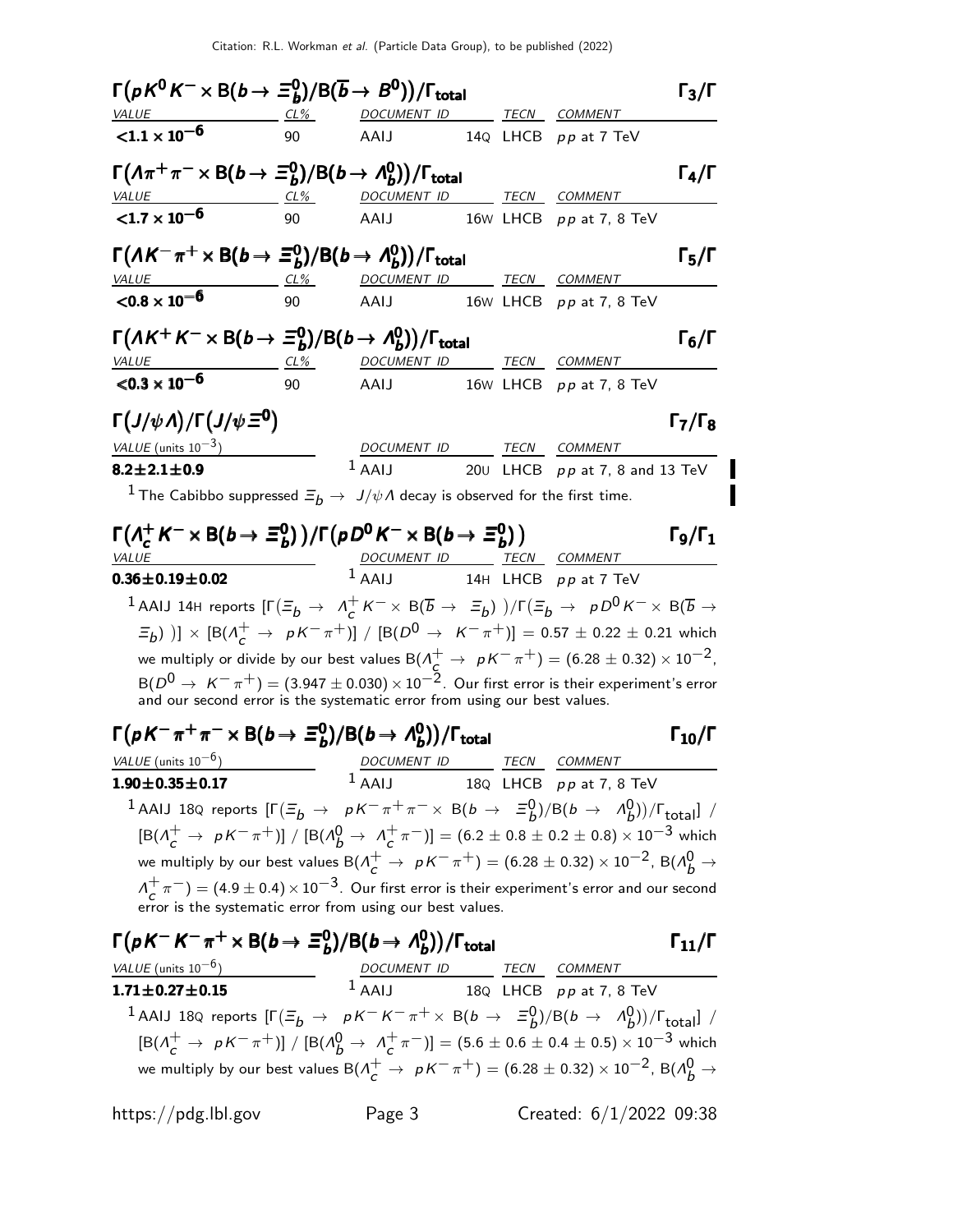### $\Gamma(pK^0K^- \times B(b \to \Xi_b^0)/B(\overline{b} \to B^0))/\Gamma_{total}$ — $\Gamma_3/\Gamma$

| VALUE | CL% | DOCUMENT ID | | TECN | COMMENT |
|---|---|---|---|---|---|
| $<1.1 \times 10^{-6}$ | 90 | AAIJ | 14Q | LHCB | $pp$ at 7 TeV |

### $\Gamma(\Lambda\pi^+\pi^- \times B(b \to \Xi_b^0)/B(b \to \Lambda_b^0))/\Gamma_{total}$ — $\Gamma_4/\Gamma$

| VALUE | CL% | DOCUMENT ID | | TECN | COMMENT |
|---|---|---|---|---|---|
| $<1.7 \times 10^{-6}$ | 90 | AAIJ | 16W | LHCB | $pp$ at 7, 8 TeV |

### $\Gamma(\Lambda K^-\pi^+ \times B(b \to \Xi_b^0)/B(b \to \Lambda_b^0))/\Gamma_{total}$ — $\Gamma_5/\Gamma$

| VALUE | CL% | DOCUMENT ID | | TECN | COMMENT |
|---|---|---|---|---|---|
| $<0.8 \times 10^{-6}$ | 90 | AAIJ | 16W | LHCB | $pp$ at 7, 8 TeV |

### $\Gamma(\Lambda K^+K^- \times B(b \to \Xi_b^0)/B(b \to \Lambda_b^0))/\Gamma_{total}$ — $\Gamma_6/\Gamma$

| VALUE | CL% | DOCUMENT ID | | TECN | COMMENT |
|---|---|---|---|---|---|
| $<0.3 \times 10^{-6}$ | 90 | AAIJ | 16W | LHCB | $pp$ at 7, 8 TeV |

### $\Gamma(J/\psi\Lambda)/\Gamma(J/\psi\Xi^0)$ — $\Gamma_7/\Gamma_8$

| VALUE (units $10^{-3}$) | DOCUMENT ID | | TECN | COMMENT |
|---|---|---|---|---|
| $8.2 \pm 2.1 \pm 0.9$ | [1] AAIJ | 20U | LHCB | $pp$ at 7, 8 and 13 TeV |

[1] The Cabibbo suppressed $\Xi_b \to J/\psi\Lambda$ decay is observed for the first time.

### $\Gamma(\Lambda_c^+K^- \times B(b \to \Xi_b^0))/\Gamma(pD^0K^- \times B(b \to \Xi_b^0))$ — $\Gamma_9/\Gamma_1$

| VALUE | DOCUMENT ID | | TECN | COMMENT |
|---|---|---|---|---|
| $0.36 \pm 0.19 \pm 0.02$ | [1] AAIJ | 14H | LHCB | $pp$ at 7 TeV |

[1] AAIJ 14H reports $[\Gamma(\Xi_b \to \Lambda_c^+K^- \times B(\overline{b} \to \Xi_b))/\Gamma(\Xi_b \to pD^0K^- \times B(\overline{b} \to \Xi_b))] \times [B(\Lambda_c^+ \to pK^-\pi^+)] / [B(D^0 \to K^-\pi^+)] = 0.57 \pm 0.22 \pm 0.21$ which we multiply or divide by our best values $B(\Lambda_c^+ \to pK^-\pi^+) = (6.28 \pm 0.32) \times 10^{-2}$, $B(D^0 \to K^-\pi^+) = (3.947 \pm 0.030) \times 10^{-2}$. Our first error is their experiment's error and our second error is the systematic error from using our best values.

### $\Gamma(pK^-\pi^+\pi^- \times B(b \to \Xi_b^0)/B(b \to \Lambda_b^0))/\Gamma_{total}$ — $\Gamma_{10}/\Gamma$

| VALUE (units $10^{-6}$) | DOCUMENT ID | | TECN | COMMENT |
|---|---|---|---|---|
| $1.90 \pm 0.35 \pm 0.17$ | [1] AAIJ | 18Q | LHCB | $pp$ at 7, 8 TeV |

[1] AAIJ 18Q reports $[\Gamma(\Xi_b \to pK^-\pi^+\pi^- \times B(b \to \Xi_b^0)/B(b \to \Lambda_b^0))/\Gamma_{total}] / [B(\Lambda_c^+ \to pK^-\pi^+)] / [B(\Lambda_b^0 \to \Lambda_c^+\pi^-)] = (6.2 \pm 0.8 \pm 0.2 \pm 0.8) \times 10^{-3}$ which we multiply by our best values $B(\Lambda_c^+ \to pK^-\pi^+) = (6.28 \pm 0.32) \times 10^{-2}$, $B(\Lambda_b^0 \to \Lambda_c^+\pi^-) = (4.9 \pm 0.4) \times 10^{-3}$. Our first error is their experiment's error and our second error is the systematic error from using our best values.

### $\Gamma(pK^-K^-\pi^+ \times B(b \to \Xi_b^0)/B(b \to \Lambda_b^0))/\Gamma_{total}$ — $\Gamma_{11}/\Gamma$

| VALUE (units $10^{-6}$) | DOCUMENT ID | | TECN | COMMENT |
|---|---|---|---|---|
| $1.71 \pm 0.27 \pm 0.15$ | [1] AAIJ | 18Q | LHCB | $pp$ at 7, 8 TeV |

[1] AAIJ 18Q reports $[\Gamma(\Xi_b \to pK^-K^-\pi^+ \times B(b \to \Xi_b^0)/B(b \to \Lambda_b^0))/\Gamma_{total}] / [B(\Lambda_c^+ \to pK^-\pi^+)] / [B(\Lambda_b^0 \to \Lambda_c^+\pi^-)] = (5.6 \pm 0.6 \pm 0.4 \pm 0.5) \times 10^{-3}$ which we multiply by our best values $B(\Lambda_c^+ \to pK^-\pi^+) = (6.28 \pm 0.32) \times 10^{-2}$, $B(\Lambda_b^0 \to$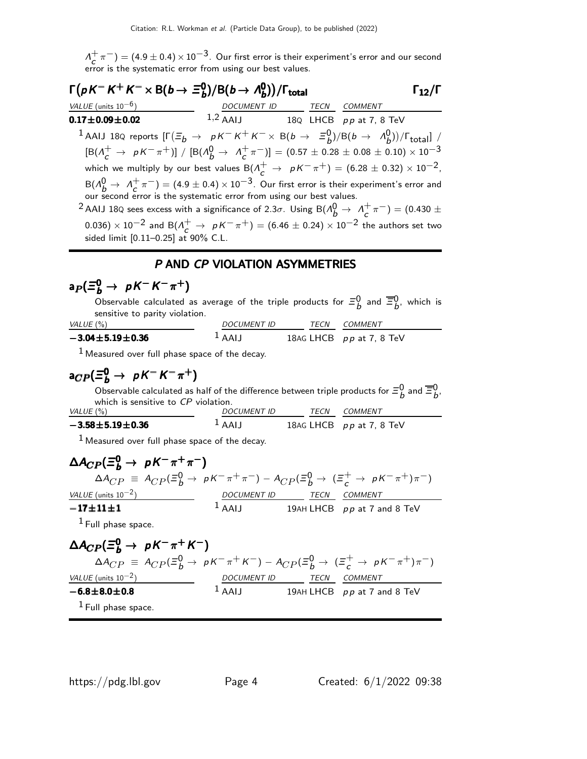$\Lambda_c^+ \pi^-) = (4.9 \pm 0.4) \times 10^{-3}$. Our first error is their experiment's error and our second error is the systematic error from using our best values.

### $\Gamma(pK^- K^+ K^- \times B(b \to \Xi_b^0)/B(b \to \Lambda_b^0))/\Gamma_{total}$ — $\Gamma_{12}/\Gamma$

| VALUE (units $10^{-6}$) | DOCUMENT ID | TECN | COMMENT |
|---|---|---|---|
| **0.17±0.09±0.02** | [1,2] AAIJ 18Q | LHCB | $pp$ at 7, 8 TeV |

[1] AAIJ 18Q reports $[\Gamma(\Xi_b \to pK^- K^+ K^- \times B(b \to \Xi_b^0)/B(b \to \Lambda_b^0))/\Gamma_{total}] / [B(\Lambda_c^+ \to pK^-\pi^+)] / [B(\Lambda_b^0 \to \Lambda_c^+\pi^-)] = (0.57 \pm 0.28 \pm 0.08 \pm 0.10) \times 10^{-3}$ which we multiply by our best values $B(\Lambda_c^+ \to pK^-\pi^+) = (6.28 \pm 0.32) \times 10^{-2}$, $B(\Lambda_b^0 \to \Lambda_c^+\pi^-) = (4.9 \pm 0.4) \times 10^{-3}$. Our first error is their experiment's error and our second error is the systematic error from using our best values.

[2] AAIJ 18Q sees excess with a significance of 2.3$\sigma$. Using $B(\Lambda_b^0 \to \Lambda_c^+\pi^-) = (0.430 \pm 0.036) \times 10^{-2}$ and $B(\Lambda_c^+ \to pK^-\pi^+) = (6.46 \pm 0.24) \times 10^{-2}$ the authors set two sided limit [0.11–0.25] at 90% C.L.

## *P* AND *CP* VIOLATION ASYMMETRIES

### $a_P(\Xi_b^0 \to pK^-K^-\pi^+)$

Observable calculated as average of the triple products for $\Xi_b^0$ and $\overline{\Xi}_b^0$, which is sensitive to parity violation.

| VALUE (%) | DOCUMENT ID | TECN | COMMENT |
|---|---|---|---|
| **−3.04±5.19±0.36** | [1] AAIJ 18AG | LHCB | $pp$ at 7, 8 TeV |

[1] Measured over full phase space of the decay.

### $a_{CP}(\Xi_b^0 \to pK^-K^-\pi^+)$

Observable calculated as half of the difference between triple products for $\Xi_b^0$ and $\overline{\Xi}_b^0$, which is sensitive to *CP* violation.

| VALUE (%) | DOCUMENT ID | TECN | COMMENT |
|---|---|---|---|
| **−3.58±5.19±0.36** | [1] AAIJ 18AG | LHCB | $pp$ at 7, 8 TeV |

[1] Measured over full phase space of the decay.

### $\Delta A_{CP}(\Xi_b^0 \to pK^-\pi^+\pi^-)$

$$\Delta A_{CP} \equiv A_{CP}(\Xi_b^0 \to pK^-\pi^+\pi^-) - A_{CP}(\Xi_b^0 \to (\Xi_c^+ \to pK^-\pi^+)\pi^-)$$

| VALUE (units $10^{-2}$) | DOCUMENT ID | TECN | COMMENT |
|---|---|---|---|
| **−17±11±1** | [1] AAIJ 19AH | LHCB | $pp$ at 7 and 8 TeV |

[1] Full phase space.

### $\Delta A_{CP}(\Xi_b^0 \to pK^-\pi^+K^-)$

$$\Delta A_{CP} \equiv A_{CP}(\Xi_b^0 \to pK^-\pi^+K^-) - A_{CP}(\Xi_b^0 \to (\Xi_c^+ \to pK^-\pi^+)\pi^-)$$

| VALUE (units $10^{-2}$) | DOCUMENT ID | TECN | COMMENT |
|---|---|---|---|
| **−6.8±8.0±0.8** | [1] AAIJ 19AH | LHCB | $pp$ at 7 and 8 TeV |

[1] Full phase space.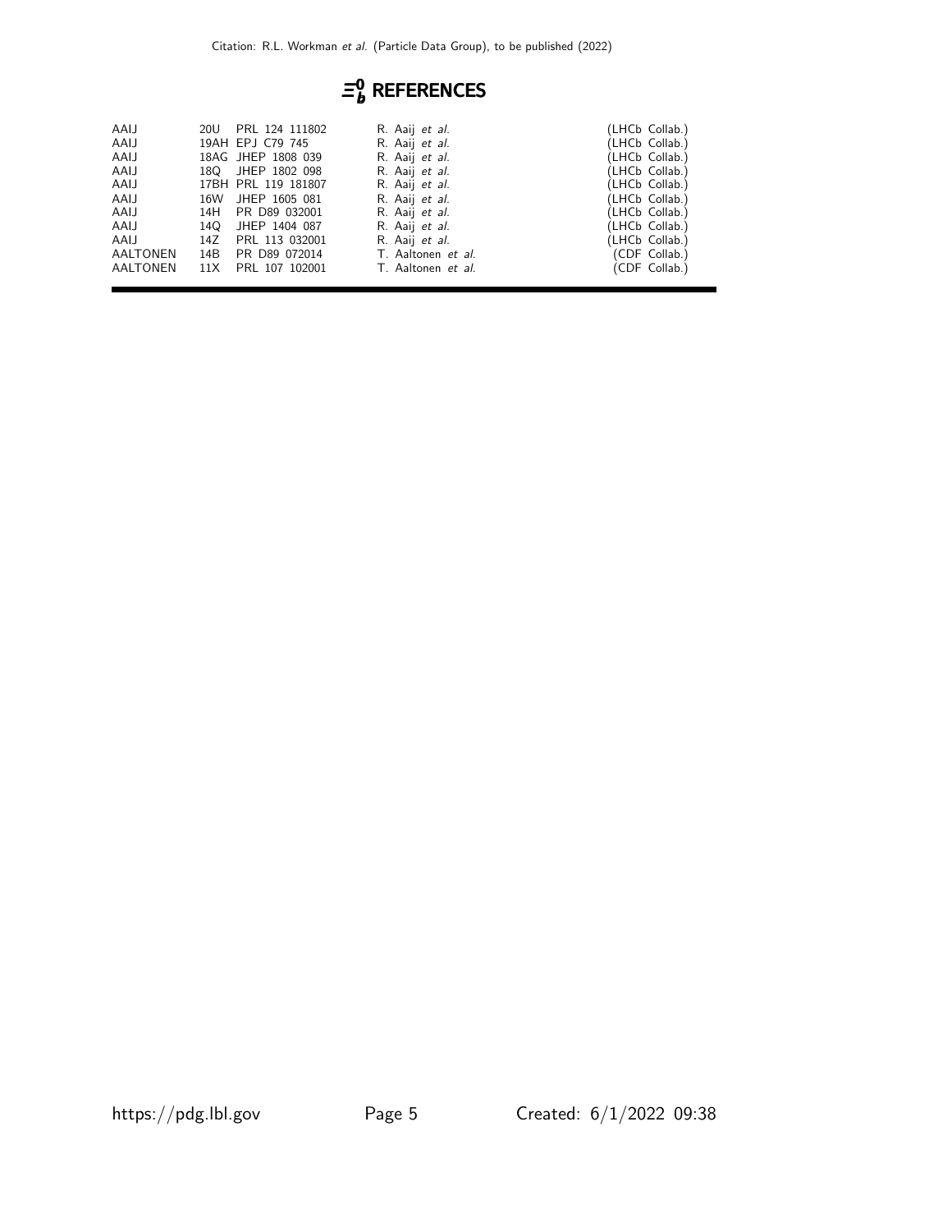# $\Xi_b^0$ REFERENCES

| | | | | |
|---|---|---|---|---|
| AAIJ | 20U | PRL 124 111802 | R. Aaij *et al.* | (LHCb Collab.) |
| AAIJ | 19AH | EPJ C79 745 | R. Aaij *et al.* | (LHCb Collab.) |
| AAIJ | 18AG | JHEP 1808 039 | R. Aaij *et al.* | (LHCb Collab.) |
| AAIJ | 18Q | JHEP 1802 098 | R. Aaij *et al.* | (LHCb Collab.) |
| AAIJ | 17BH | PRL 119 181807 | R. Aaij *et al.* | (LHCb Collab.) |
| AAIJ | 16W | JHEP 1605 081 | R. Aaij *et al.* | (LHCb Collab.) |
| AAIJ | 14H | PR D89 032001 | R. Aaij *et al.* | (LHCb Collab.) |
| AAIJ | 14Q | JHEP 1404 087 | R. Aaij *et al.* | (LHCb Collab.) |
| AAIJ | 14Z | PRL 113 032001 | R. Aaij *et al.* | (LHCb Collab.) |
| AALTONEN | 14B | PR D89 072014 | T. Aaltonen *et al.* | (CDF Collab.) |
| AALTONEN | 11X | PRL 107 102001 | T. Aaltonen *et al.* | (CDF Collab.) |